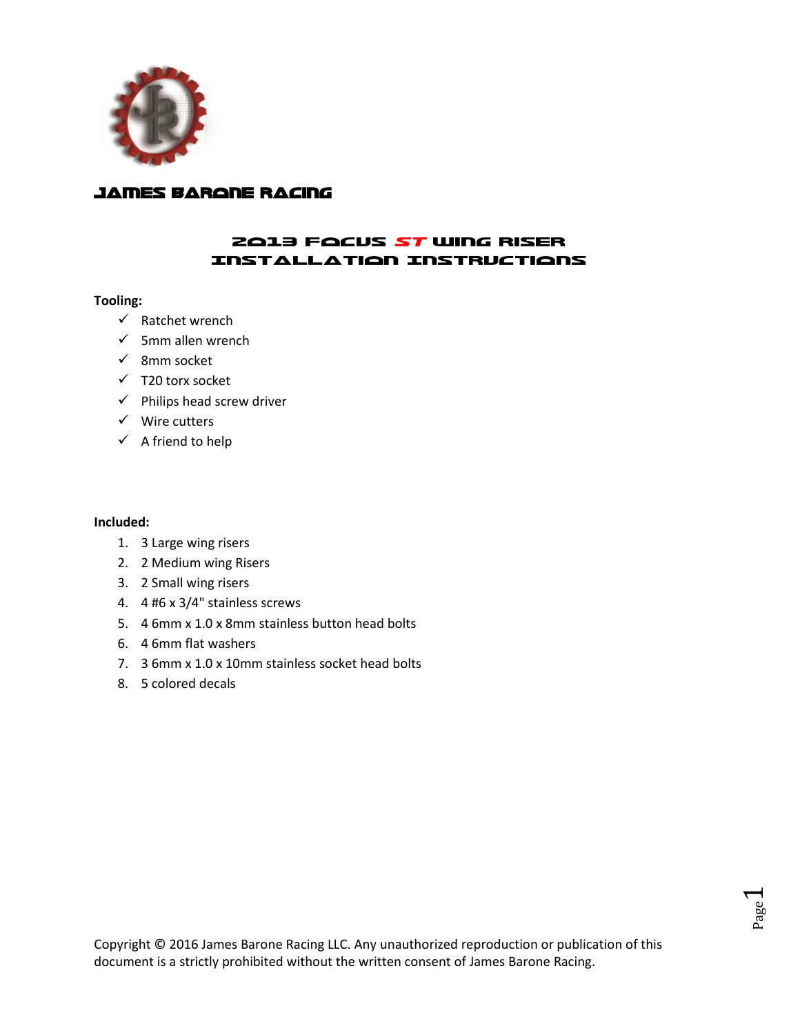# James Barone Racing

## 2013 Focus *ST* Wing Riser Installation Instructions

**Tooling:**

- ✓ Ratchet wrench
- ✓ 5mm allen wrench
- ✓ 8mm socket
- ✓ T20 torx socket
- ✓ Philips head screw driver
- ✓ Wire cutters
- ✓ A friend to help

**Included:**

1. 3 Large wing risers
2. 2 Medium wing Risers
3. 2 Small wing risers
4. 4 #6 x 3/4" stainless screws
5. 4 6mm x 1.0 x 8mm stainless button head bolts
6. 4 6mm flat washers
7. 3 6mm x 1.0 x 10mm stainless socket head bolts
8. 5 colored decals

Copyright © 2016 James Barone Racing LLC. Any unauthorized reproduction or publication of this document is a strictly prohibited without the written consent of James Barone Racing.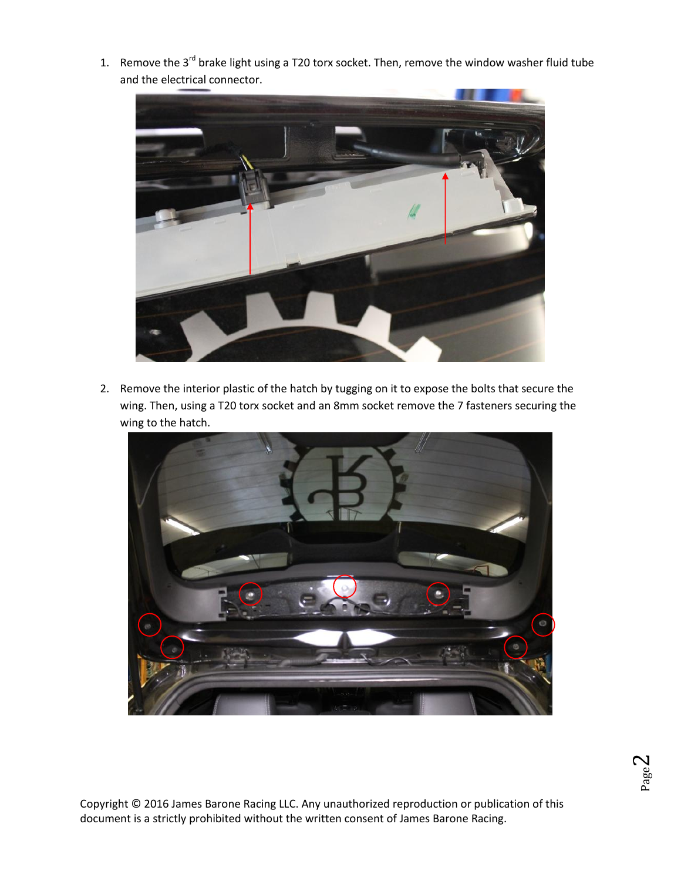1. Remove the 3rd brake light using a T20 torx socket. Then, remove the window washer fluid tube and the electrical connector.

2. Remove the interior plastic of the hatch by tugging on it to expose the bolts that secure the wing. Then, using a T20 torx socket and an 8mm socket remove the 7 fasteners securing the wing to the hatch.

Copyright © 2016 James Barone Racing LLC. Any unauthorized reproduction or publication of this document is a strictly prohibited without the written consent of James Barone Racing.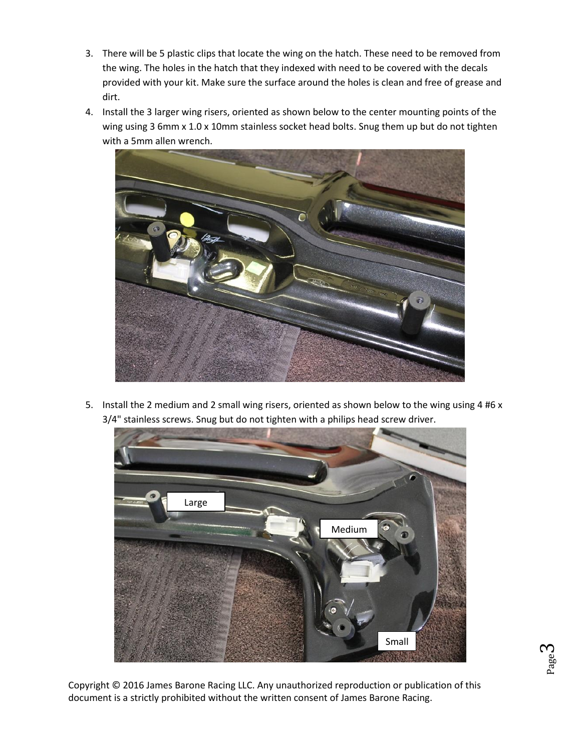3. There will be 5 plastic clips that locate the wing on the hatch. These need to be removed from the wing. The holes in the hatch that they indexed with need to be covered with the decals provided with your kit. Make sure the surface around the holes is clean and free of grease and dirt.
4. Install the 3 larger wing risers, oriented as shown below to the center mounting points of the wing using 3 6mm x 1.0 x 10mm stainless socket head bolts. Snug them up but do not tighten with a 5mm allen wrench.

5. Install the 2 medium and 2 small wing risers, oriented as shown below to the wing using 4 #6 x 3/4" stainless screws. Snug but do not tighten with a philips head screw driver.

Copyright © 2016 James Barone Racing LLC. Any unauthorized reproduction or publication of this document is a strictly prohibited without the written consent of James Barone Racing.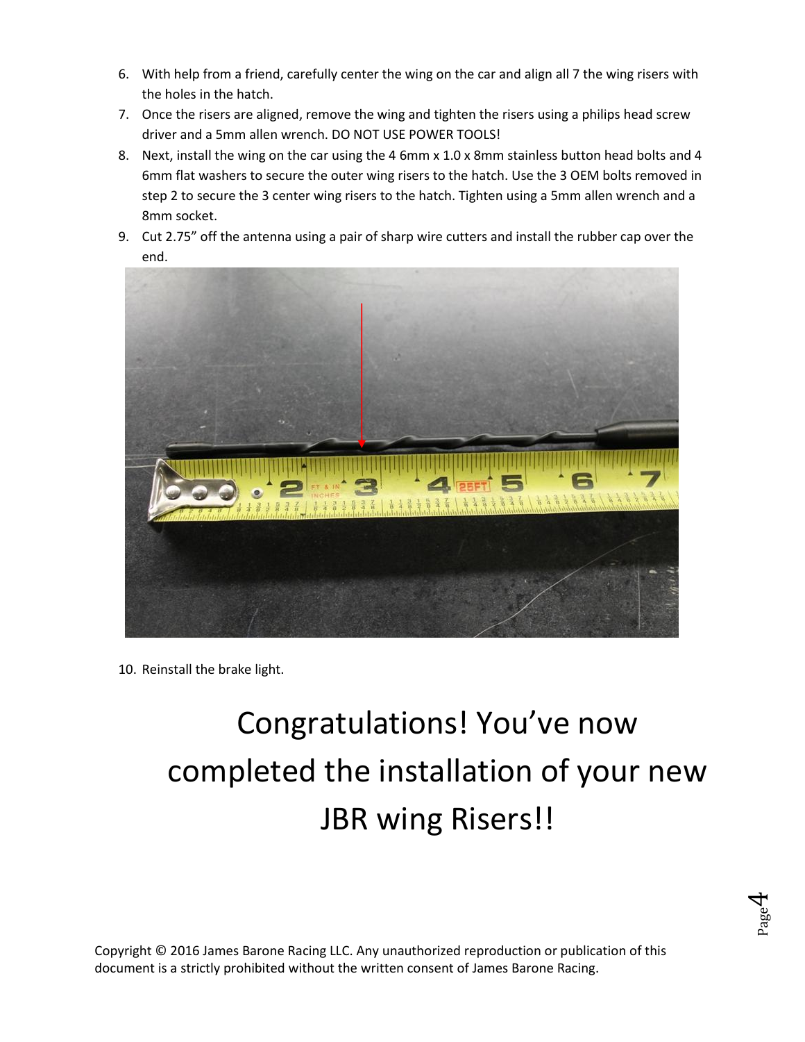6. With help from a friend, carefully center the wing on the car and align all 7 the wing risers with the holes in the hatch.
7. Once the risers are aligned, remove the wing and tighten the risers using a philips head screw driver and a 5mm allen wrench. DO NOT USE POWER TOOLS!
8. Next, install the wing on the car using the 4 6mm x 1.0 x 8mm stainless button head bolts and 4 6mm flat washers to secure the outer wing risers to the hatch. Use the 3 OEM bolts removed in step 2 to secure the 3 center wing risers to the hatch. Tighten using a 5mm allen wrench and a 8mm socket.
9. Cut 2.75” off the antenna using a pair of sharp wire cutters and install the rubber cap over the end.
10. Reinstall the brake light.

# Congratulations! You’ve now completed the installation of your new JBR wing Risers!!

Copyright © 2016 James Barone Racing LLC. Any unauthorized reproduction or publication of this document is a strictly prohibited without the written consent of James Barone Racing.